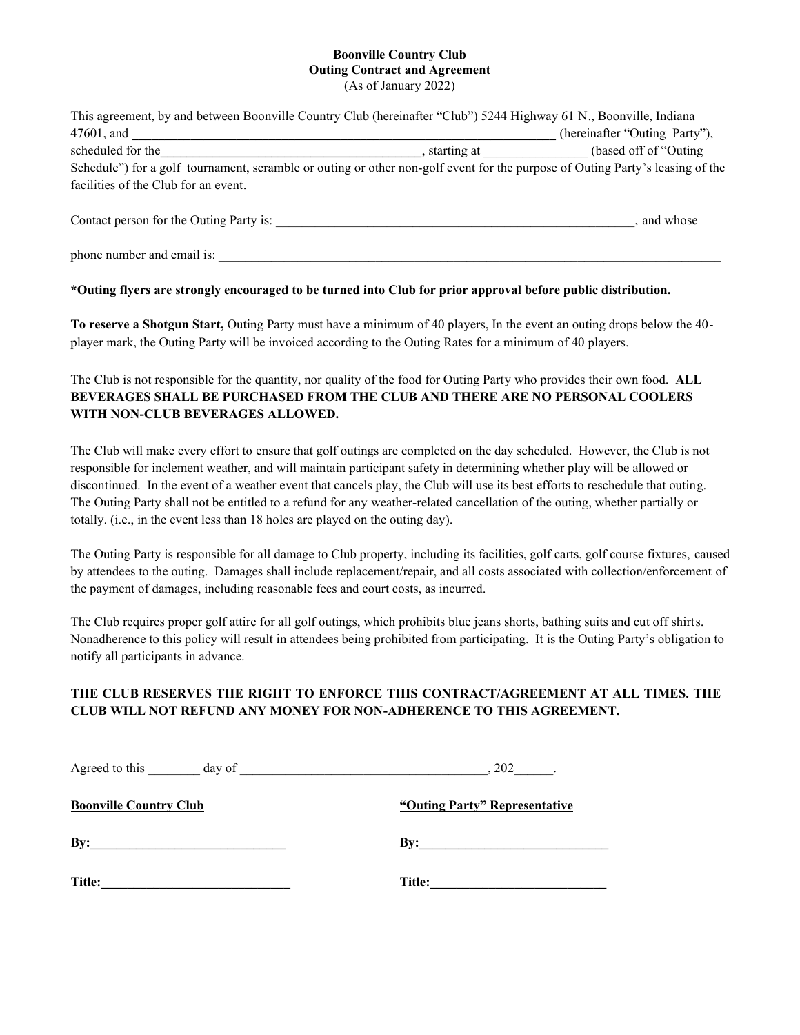**Boonville Country Club**
**Outing Contract and Agreement**
(As of January 2022)

This agreement, by and between Boonville Country Club (hereinafter "Club") 5244 Highway 61 N., Boonville, Indiana 47601, and ________________________________________________________________(hereinafter "Outing Party"), scheduled for the_______________________________________, starting at _______________ (based off of "Outing Schedule") for a golf tournament, scramble or outing or other non-golf event for the purpose of Outing Party's leasing of the facilities of the Club for an event.

Contact person for the Outing Party is: ________________________________________________________, and whose

phone number and email is: ________________________________________________________________________________

**\*Outing flyers are strongly encouraged to be turned into Club for prior approval before public distribution.**

**To reserve a Shotgun Start,** Outing Party must have a minimum of 40 players, In the event an outing drops below the 40-player mark, the Outing Party will be invoiced according to the Outing Rates for a minimum of 40 players.

The Club is not responsible for the quantity, nor quality of the food for Outing Party who provides their own food. **ALL BEVERAGES SHALL BE PURCHASED FROM THE CLUB AND THERE ARE NO PERSONAL COOLERS WITH NON-CLUB BEVERAGES ALLOWED.**

The Club will make every effort to ensure that golf outings are completed on the day scheduled. However, the Club is not responsible for inclement weather, and will maintain participant safety in determining whether play will be allowed or discontinued. In the event of a weather event that cancels play, the Club will use its best efforts to reschedule that outing. The Outing Party shall not be entitled to a refund for any weather-related cancellation of the outing, whether partially or totally. (i.e., in the event less than 18 holes are played on the outing day).

The Outing Party is responsible for all damage to Club property, including its facilities, golf carts, golf course fixtures, caused by attendees to the outing. Damages shall include replacement/repair, and all costs associated with collection/enforcement of the payment of damages, including reasonable fees and court costs, as incurred.

The Club requires proper golf attire for all golf outings, which prohibits blue jeans shorts, bathing suits and cut off shirts. Nonadherence to this policy will result in attendees being prohibited from participating. It is the Outing Party's obligation to notify all participants in advance.

**THE CLUB RESERVES THE RIGHT TO ENFORCE THIS CONTRACT/AGREEMENT AT ALL TIMES. THE CLUB WILL NOT REFUND ANY MONEY FOR NON-ADHERENCE TO THIS AGREEMENT.**

Agreed to this ________ day of ____________________________________, 202______.

**Boonville Country Club**

**By:**______________________________

**Title:**_____________________________

**"Outing Party" Representative**

**By:**_____________________________

**Title:**___________________________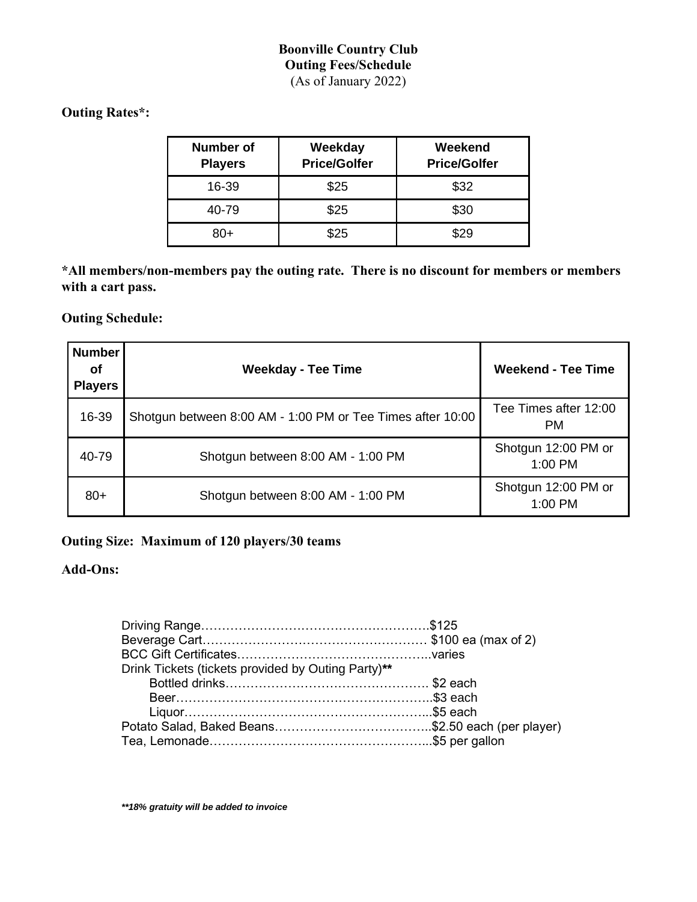# Boonville Country Club
## Outing Fees/Schedule
(As of January 2022)

**Outing Rates*:**

| Number of Players | Weekday Price/Golfer | Weekend Price/Golfer |
|---|---|---|
| 16-39 | $25 | $32 |
| 40-79 | $25 | $30 |
| 80+ | $25 | $29 |

***All members/non-members pay the outing rate. There is no discount for members or members with a cart pass.**

**Outing Schedule:**

| Number of Players | Weekday - Tee Time | Weekend - Tee Time |
|---|---|---|
| 16-39 | Shotgun between 8:00 AM - 1:00 PM or Tee Times after 10:00 | Tee Times after 12:00 PM |
| 40-79 | Shotgun between 8:00 AM - 1:00 PM | Shotgun 12:00 PM or 1:00 PM |
| 80+ | Shotgun between 8:00 AM - 1:00 PM | Shotgun 12:00 PM or 1:00 PM |

**Outing Size: Maximum of 120 players/30 teams**

**Add-Ons:**

Driving Range……………………………………………….$125
Beverage Cart……………………………………………… $100 ea (max of 2)
BCC Gift Certificates………………………………………..varies
Drink Tickets (tickets provided by Outing Party)**
- Bottled drinks………………………………………… $2 each
- Beer……………………………………………………..$3 each
- Liquor…………………………………………………...$5 each

Potato Salad, Baked Beans………………………………..$2.50 each (per player)
Tea, Lemonade……………………………………………...$5 per gallon

***\*\*18% gratuity will be added to invoice***